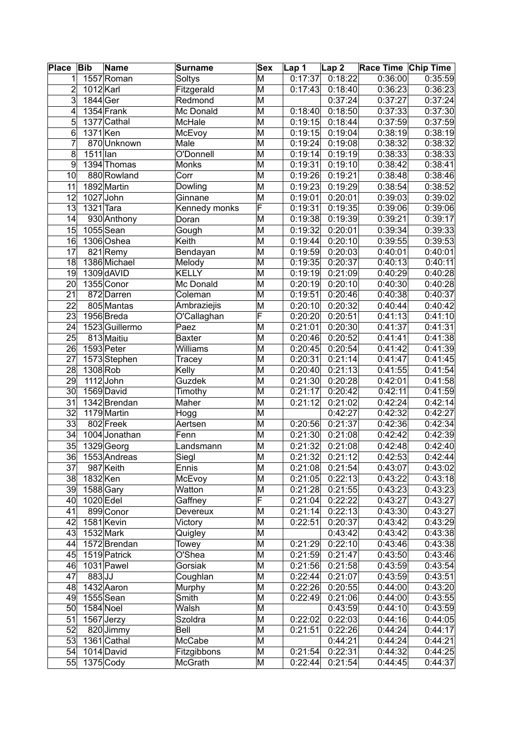| Place | Bib | Name | Surname | Sex | Lap 1 | Lap 2 | Race Time | Chip Time |
|---|---|---|---|---|---|---|---|---|
| 1 | 1557 | Roman | Soltys | M | 0:17:37 | 0:18:22 | 0:36:00 | 0:35:59 |
| 2 | 1012 | Karl | Fitzgerald | M | 0:17:43 | 0:18:40 | 0:36:23 | 0:36:23 |
| 3 | 1844 | Ger | Redmond | M | | 0:37:24 | 0:37:27 | 0:37:24 |
| 4 | 1354 | Frank | Mc Donald | M | 0:18:40 | 0:18:50 | 0:37:33 | 0:37:30 |
| 5 | 1377 | Cathal | McHale | M | 0:19:15 | 0:18:44 | 0:37:59 | 0:37:59 |
| 6 | 1371 | Ken | McEvoy | M | 0:19:15 | 0:19:04 | 0:38:19 | 0:38:19 |
| 7 | 870 | Unknown | Male | M | 0:19:24 | 0:19:08 | 0:38:32 | 0:38:32 |
| 8 | 1511 | Ian | O'Donnell | M | 0:19:14 | 0:19:19 | 0:38:33 | 0:38:33 |
| 9 | 1394 | Thomas | Monks | M | 0:19:31 | 0:19:10 | 0:38:42 | 0:38:41 |
| 10 | 880 | Rowland | Corr | M | 0:19:26 | 0:19:21 | 0:38:48 | 0:38:46 |
| 11 | 1892 | Martin | Dowling | M | 0:19:23 | 0:19:29 | 0:38:54 | 0:38:52 |
| 12 | 1027 | John | Ginnane | M | 0:19:01 | 0:20:01 | 0:39:03 | 0:39:02 |
| 13 | 1321 | Tara | Kennedy monks | F | 0:19:31 | 0:19:35 | 0:39:06 | 0:39:06 |
| 14 | 930 | Anthony | Doran | M | 0:19:38 | 0:19:39 | 0:39:21 | 0:39:17 |
| 15 | 1055 | Sean | Gough | M | 0:19:32 | 0:20:01 | 0:39:34 | 0:39:33 |
| 16 | 1306 | Oshea | Keith | M | 0:19:44 | 0:20:10 | 0:39:55 | 0:39:53 |
| 17 | 821 | Remy | Bendayan | M | 0:19:59 | 0:20:03 | 0:40:01 | 0:40:01 |
| 18 | 1386 | Michael | Melody | M | 0:19:35 | 0:20:37 | 0:40:13 | 0:40:11 |
| 19 | 1309 | dAVID | KELLY | M | 0:19:19 | 0:21:09 | 0:40:29 | 0:40:28 |
| 20 | 1355 | Conor | Mc Donald | M | 0:20:19 | 0:20:10 | 0:40:30 | 0:40:28 |
| 21 | 872 | Darren | Coleman | M | 0:19:51 | 0:20:46 | 0:40:38 | 0:40:37 |
| 22 | 805 | Mantas | Ambraziejis | M | 0:20:10 | 0:20:32 | 0:40:44 | 0:40:42 |
| 23 | 1956 | Breda | O'Callaghan | F | 0:20:20 | 0:20:51 | 0:41:13 | 0:41:10 |
| 24 | 1523 | Guillermo | Paez | M | 0:21:01 | 0:20:30 | 0:41:37 | 0:41:31 |
| 25 | 813 | Maitiu | Baxter | M | 0:20:46 | 0:20:52 | 0:41:41 | 0:41:38 |
| 26 | 1593 | Peter | Williams | M | 0:20:45 | 0:20:54 | 0:41:42 | 0:41:39 |
| 27 | 1573 | Stephen | Tracey | M | 0:20:31 | 0:21:14 | 0:41:47 | 0:41:45 |
| 28 | 1308 | Rob | Kelly | M | 0:20:40 | 0:21:13 | 0:41:55 | 0:41:54 |
| 29 | 1112 | John | Guzdek | M | 0:21:30 | 0:20:28 | 0:42:01 | 0:41:58 |
| 30 | 1569 | David | Timothy | M | 0:21:17 | 0:20:42 | 0:42:11 | 0:41:59 |
| 31 | 1342 | Brendan | Maher | M | 0:21:12 | 0:21:02 | 0:42:24 | 0:42:14 |
| 32 | 1179 | Martin | Hogg | M | | 0:42:27 | 0:42:32 | 0:42:27 |
| 33 | 802 | Freek | Aertsen | M | 0:20:56 | 0:21:37 | 0:42:36 | 0:42:34 |
| 34 | 1004 | Jonathan | Fenn | M | 0:21:30 | 0:21:08 | 0:42:42 | 0:42:39 |
| 35 | 1329 | Georg | Landsmann | M | 0:21:32 | 0:21:08 | 0:42:48 | 0:42:40 |
| 36 | 1553 | Andreas | Siegl | M | 0:21:32 | 0:21:12 | 0:42:53 | 0:42:44 |
| 37 | 987 | Keith | Ennis | M | 0:21:08 | 0:21:54 | 0:43:07 | 0:43:02 |
| 38 | 1832 | Ken | McEvoy | M | 0:21:05 | 0:22:13 | 0:43:22 | 0:43:18 |
| 39 | 1588 | Gary | Watton | M | 0:21:28 | 0:21:55 | 0:43:23 | 0:43:23 |
| 40 | 1020 | Edel | Gaffney | F | 0:21:04 | 0:22:22 | 0:43:27 | 0:43:27 |
| 41 | 899 | Conor | Devereux | M | 0:21:14 | 0:22:13 | 0:43:30 | 0:43:27 |
| 42 | 1581 | Kevin | Victory | M | 0:22:51 | 0:20:37 | 0:43:42 | 0:43:29 |
| 43 | 1532 | Mark | Quigley | M | | 0:43:42 | 0:43:42 | 0:43:38 |
| 44 | 1572 | Brendan | Towey | M | 0:21:29 | 0:22:10 | 0:43:46 | 0:43:38 |
| 45 | 1519 | Patrick | O'Shea | M | 0:21:59 | 0:21:47 | 0:43:50 | 0:43:46 |
| 46 | 1031 | Pawel | Gorsiak | M | 0:21:56 | 0:21:58 | 0:43:59 | 0:43:54 |
| 47 | 883 | JJ | Coughlan | M | 0:22:44 | 0:21:07 | 0:43:59 | 0:43:51 |
| 48 | 1432 | Aaron | Murphy | M | 0:22:26 | 0:20:55 | 0:44:00 | 0:43:20 |
| 49 | 1555 | Sean | Smith | M | 0:22:49 | 0:21:06 | 0:44:00 | 0:43:55 |
| 50 | 1584 | Noel | Walsh | M | | 0:43:59 | 0:44:10 | 0:43:59 |
| 51 | 1567 | Jerzy | Szoldra | M | 0:22:02 | 0:22:03 | 0:44:16 | 0:44:05 |
| 52 | 820 | Jimmy | Bell | M | 0:21:51 | 0:22:26 | 0:44:24 | 0:44:17 |
| 53 | 1361 | Cathal | McCabe | M | | 0:44:21 | 0:44:24 | 0:44:21 |
| 54 | 1014 | David | Fitzgibbons | M | 0:21:54 | 0:22:31 | 0:44:32 | 0:44:25 |
| 55 | 1375 | Cody | McGrath | M | 0:22:44 | 0:21:54 | 0:44:45 | 0:44:37 |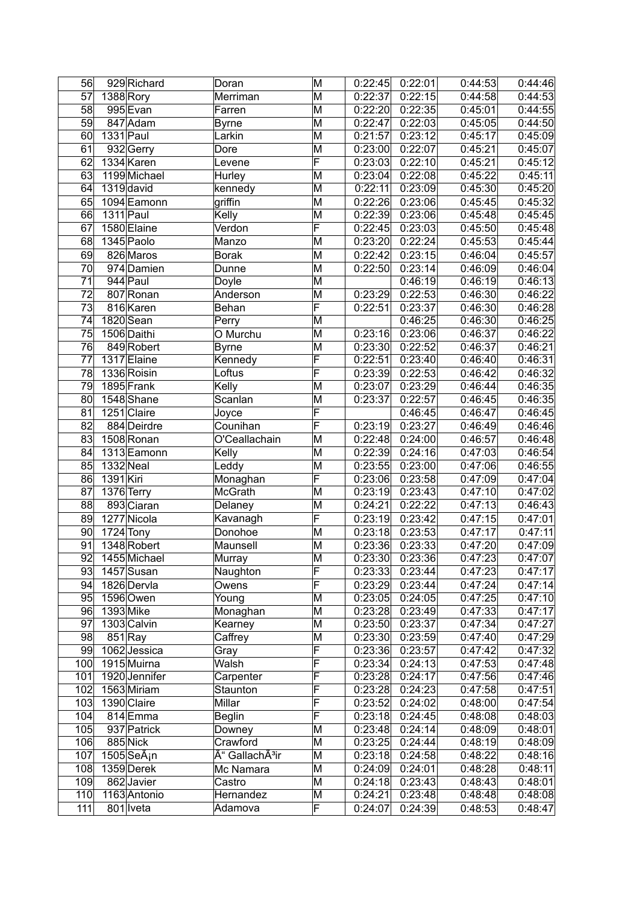| 56 | 929 | Richard | Doran | M | 0:22:45 | 0:22:01 | 0:44:53 | 0:44:46 |
|---|---|---|---|---|---|---|---|---|
| 57 | 1388 | Rory | Merriman | M | 0:22:37 | 0:22:15 | 0:44:58 | 0:44:53 |
| 58 | 995 | Evan | Farren | M | 0:22:20 | 0:22:35 | 0:45:01 | 0:44:55 |
| 59 | 847 | Adam | Byrne | M | 0:22:47 | 0:22:03 | 0:45:05 | 0:44:50 |
| 60 | 1331 | Paul | Larkin | M | 0:21:57 | 0:23:12 | 0:45:17 | 0:45:09 |
| 61 | 932 | Gerry | Dore | M | 0:23:00 | 0:22:07 | 0:45:21 | 0:45:07 |
| 62 | 1334 | Karen | Levene | F | 0:23:03 | 0:22:10 | 0:45:21 | 0:45:12 |
| 63 | 1199 | Michael | Hurley | M | 0:23:04 | 0:22:08 | 0:45:22 | 0:45:11 |
| 64 | 1319 | david | kennedy | M | 0:22:11 | 0:23:09 | 0:45:30 | 0:45:20 |
| 65 | 1094 | Eamonn | griffin | M | 0:22:26 | 0:23:06 | 0:45:45 | 0:45:32 |
| 66 | 1311 | Paul | Kelly | M | 0:22:39 | 0:23:06 | 0:45:48 | 0:45:45 |
| 67 | 1580 | Elaine | Verdon | F | 0:22:45 | 0:23:03 | 0:45:50 | 0:45:48 |
| 68 | 1345 | Paolo | Manzo | M | 0:23:20 | 0:22:24 | 0:45:53 | 0:45:44 |
| 69 | 826 | Maros | Borak | M | 0:22:42 | 0:23:15 | 0:46:04 | 0:45:57 |
| 70 | 974 | Damien | Dunne | M | 0:22:50 | 0:23:14 | 0:46:09 | 0:46:04 |
| 71 | 944 | Paul | Doyle | M | | 0:46:19 | 0:46:19 | 0:46:13 |
| 72 | 807 | Ronan | Anderson | M | 0:23:29 | 0:22:53 | 0:46:30 | 0:46:22 |
| 73 | 816 | Karen | Behan | F | 0:22:51 | 0:23:37 | 0:46:30 | 0:46:28 |
| 74 | 1820 | Sean | Perry | M | | 0:46:25 | 0:46:30 | 0:46:25 |
| 75 | 1506 | Daithi | O Murchu | M | 0:23:16 | 0:23:06 | 0:46:37 | 0:46:22 |
| 76 | 849 | Robert | Byrne | M | 0:23:30 | 0:22:52 | 0:46:37 | 0:46:21 |
| 77 | 1317 | Elaine | Kennedy | F | 0:22:51 | 0:23:40 | 0:46:40 | 0:46:31 |
| 78 | 1336 | Roisin | Loftus | F | 0:23:39 | 0:22:53 | 0:46:42 | 0:46:32 |
| 79 | 1895 | Frank | Kelly | M | 0:23:07 | 0:23:29 | 0:46:44 | 0:46:35 |
| 80 | 1548 | Shane | Scanlan | M | 0:23:37 | 0:22:57 | 0:46:45 | 0:46:35 |
| 81 | 1251 | Claire | Joyce | F | | 0:46:45 | 0:46:47 | 0:46:45 |
| 82 | 884 | Deirdre | Counihan | F | 0:23:19 | 0:23:27 | 0:46:49 | 0:46:46 |
| 83 | 1508 | Ronan | O'Ceallachain | M | 0:22:48 | 0:24:00 | 0:46:57 | 0:46:48 |
| 84 | 1313 | Eamonn | Kelly | M | 0:22:39 | 0:24:16 | 0:47:03 | 0:46:54 |
| 85 | 1332 | Neal | Leddy | M | 0:23:55 | 0:23:00 | 0:47:06 | 0:46:55 |
| 86 | 1391 | Kiri | Monaghan | F | 0:23:06 | 0:23:58 | 0:47:09 | 0:47:04 |
| 87 | 1376 | Terry | McGrath | M | 0:23:19 | 0:23:43 | 0:47:10 | 0:47:02 |
| 88 | 893 | Ciaran | Delaney | M | 0:24:21 | 0:22:22 | 0:47:13 | 0:46:43 |
| 89 | 1277 | Nicola | Kavanagh | F | 0:23:19 | 0:23:42 | 0:47:15 | 0:47:01 |
| 90 | 1724 | Tony | Donohoe | M | 0:23:18 | 0:23:53 | 0:47:17 | 0:47:11 |
| 91 | 1348 | Robert | Maunsell | M | 0:23:36 | 0:23:33 | 0:47:20 | 0:47:09 |
| 92 | 1455 | Michael | Murray | M | 0:23:30 | 0:23:36 | 0:47:23 | 0:47:07 |
| 93 | 1457 | Susan | Naughton | F | 0:23:33 | 0:23:44 | 0:47:23 | 0:47:17 |
| 94 | 1826 | Dervla | Owens | F | 0:23:29 | 0:23:44 | 0:47:24 | 0:47:14 |
| 95 | 1596 | Owen | Young | M | 0:23:05 | 0:24:05 | 0:47:25 | 0:47:10 |
| 96 | 1393 | Mike | Monaghan | M | 0:23:28 | 0:23:49 | 0:47:33 | 0:47:17 |
| 97 | 1303 | Calvin | Kearney | M | 0:23:50 | 0:23:37 | 0:47:34 | 0:47:27 |
| 98 | 851 | Ray | Caffrey | M | 0:23:30 | 0:23:59 | 0:47:40 | 0:47:29 |
| 99 | 1062 | Jessica | Gray | F | 0:23:36 | 0:23:57 | 0:47:42 | 0:47:32 |
| 100 | 1915 | Muirna | Walsh | F | 0:23:34 | 0:24:13 | 0:47:53 | 0:47:48 |
| 101 | 1920 | Jennifer | Carpenter | F | 0:23:28 | 0:24:17 | 0:47:56 | 0:47:46 |
| 102 | 1563 | Miriam | Staunton | F | 0:23:28 | 0:24:23 | 0:47:58 | 0:47:51 |
| 103 | 1390 | Claire | Millar | F | 0:23:52 | 0:24:02 | 0:48:00 | 0:47:54 |
| 104 | 814 | Emma | Beglin | F | 0:23:18 | 0:24:45 | 0:48:08 | 0:48:03 |
| 105 | 937 | Patrick | Downey | M | 0:23:48 | 0:24:14 | 0:48:09 | 0:48:01 |
| 106 | 885 | Nick | Crawford | M | 0:23:25 | 0:24:44 | 0:48:19 | 0:48:09 |
| 107 | 1505 | SeÃ¡n | Ã“ GallachÃ³ir | M | 0:23:18 | 0:24:58 | 0:48:22 | 0:48:16 |
| 108 | 1359 | Derek | Mc Namara | M | 0:24:09 | 0:24:01 | 0:48:28 | 0:48:11 |
| 109 | 862 | Javier | Castro | M | 0:24:18 | 0:23:43 | 0:48:43 | 0:48:01 |
| 110 | 1163 | Antonio | Hernandez | M | 0:24:21 | 0:23:48 | 0:48:48 | 0:48:08 |
| 111 | 801 | Iveta | Adamova | F | 0:24:07 | 0:24:39 | 0:48:53 | 0:48:47 |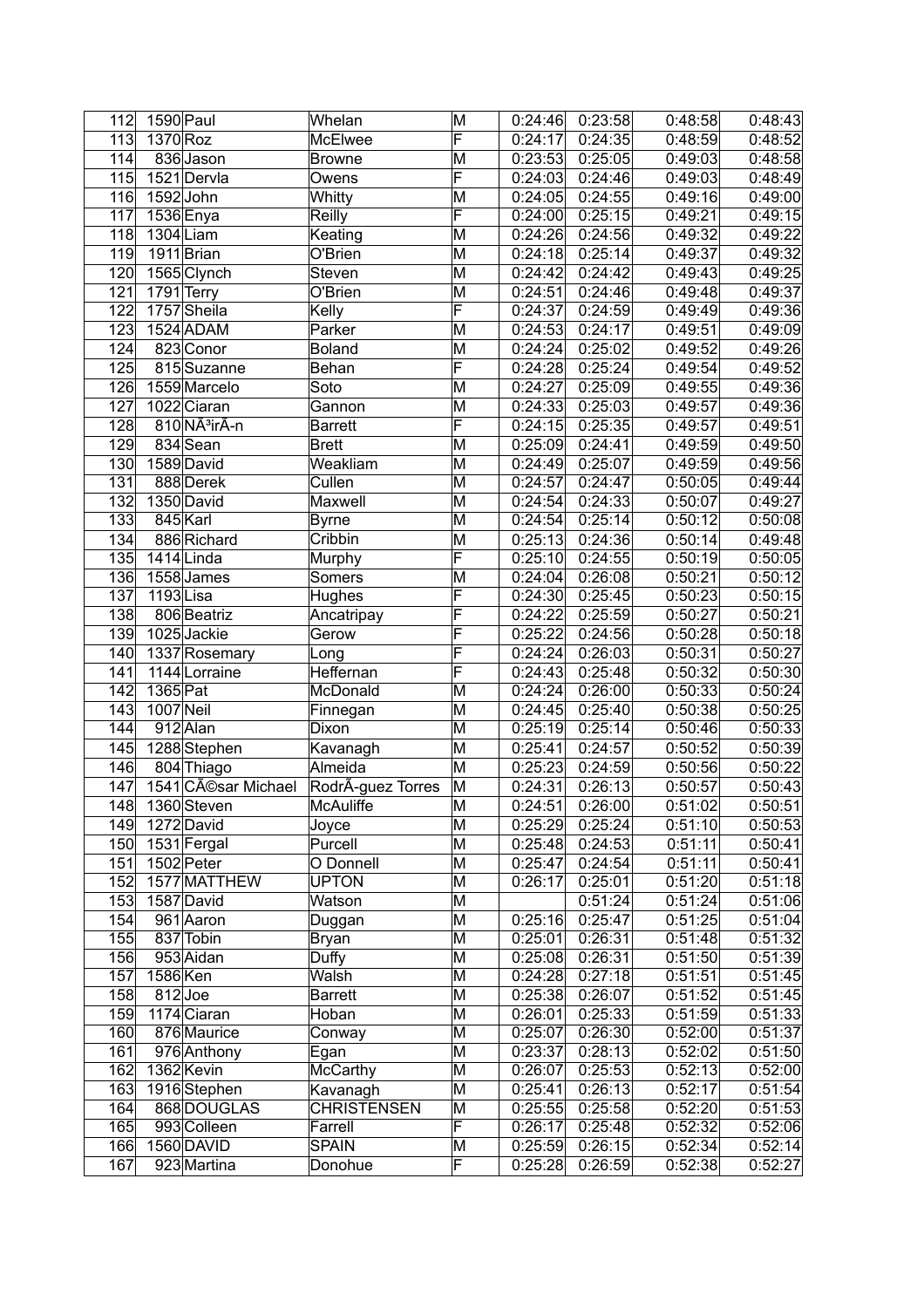| | | | | | | | | |
|---|---|---|---|---|---|---|---|---|
| 112 | 1590 | Paul | Whelan | M | 0:24:46 | 0:23:58 | 0:48:58 | 0:48:43 |
| 113 | 1370 | Roz | McElwee | F | 0:24:17 | 0:24:35 | 0:48:59 | 0:48:52 |
| 114 | 836 | Jason | Browne | M | 0:23:53 | 0:25:05 | 0:49:03 | 0:48:58 |
| 115 | 1521 | Dervla | Owens | F | 0:24:03 | 0:24:46 | 0:49:03 | 0:48:49 |
| 116 | 1592 | John | Whitty | M | 0:24:05 | 0:24:55 | 0:49:16 | 0:49:00 |
| 117 | 1536 | Enya | Reilly | F | 0:24:00 | 0:25:15 | 0:49:21 | 0:49:15 |
| 118 | 1304 | Liam | Keating | M | 0:24:26 | 0:24:56 | 0:49:32 | 0:49:22 |
| 119 | 1911 | Brian | O'Brien | M | 0:24:18 | 0:25:14 | 0:49:37 | 0:49:32 |
| 120 | 1565 | Clynch | Steven | M | 0:24:42 | 0:24:42 | 0:49:43 | 0:49:25 |
| 121 | 1791 | Terry | O'Brien | M | 0:24:51 | 0:24:46 | 0:49:48 | 0:49:37 |
| 122 | 1757 | Sheila | Kelly | F | 0:24:37 | 0:24:59 | 0:49:49 | 0:49:36 |
| 123 | 1524 | ADAM | Parker | M | 0:24:53 | 0:24:17 | 0:49:51 | 0:49:09 |
| 124 | 823 | Conor | Boland | M | 0:24:24 | 0:25:02 | 0:49:52 | 0:49:26 |
| 125 | 815 | Suzanne | Behan | F | 0:24:28 | 0:25:24 | 0:49:54 | 0:49:52 |
| 126 | 1559 | Marcelo | Soto | M | 0:24:27 | 0:25:09 | 0:49:55 | 0:49:36 |
| 127 | 1022 | Ciaran | Gannon | M | 0:24:33 | 0:25:03 | 0:49:57 | 0:49:36 |
| 128 | 810 | NÃ³irÃ-n | Barrett | F | 0:24:15 | 0:25:35 | 0:49:57 | 0:49:51 |
| 129 | 834 | Sean | Brett | M | 0:25:09 | 0:24:41 | 0:49:59 | 0:49:50 |
| 130 | 1589 | David | Weakliam | M | 0:24:49 | 0:25:07 | 0:49:59 | 0:49:56 |
| 131 | 888 | Derek | Cullen | M | 0:24:57 | 0:24:47 | 0:50:05 | 0:49:44 |
| 132 | 1350 | David | Maxwell | M | 0:24:54 | 0:24:33 | 0:50:07 | 0:49:27 |
| 133 | 845 | Karl | Byrne | M | 0:24:54 | 0:25:14 | 0:50:12 | 0:50:08 |
| 134 | 886 | Richard | Cribbin | M | 0:25:13 | 0:24:36 | 0:50:14 | 0:49:48 |
| 135 | 1414 | Linda | Murphy | F | 0:25:10 | 0:24:55 | 0:50:19 | 0:50:05 |
| 136 | 1558 | James | Somers | M | 0:24:04 | 0:26:08 | 0:50:21 | 0:50:12 |
| 137 | 1193 | Lisa | Hughes | F | 0:24:30 | 0:25:45 | 0:50:23 | 0:50:15 |
| 138 | 806 | Beatriz | Ancatripay | F | 0:24:22 | 0:25:59 | 0:50:27 | 0:50:21 |
| 139 | 1025 | Jackie | Gerow | F | 0:25:22 | 0:24:56 | 0:50:28 | 0:50:18 |
| 140 | 1337 | Rosemary | Long | F | 0:24:24 | 0:26:03 | 0:50:31 | 0:50:27 |
| 141 | 1144 | Lorraine | Heffernan | F | 0:24:43 | 0:25:48 | 0:50:32 | 0:50:30 |
| 142 | 1365 | Pat | McDonald | M | 0:24:24 | 0:26:00 | 0:50:33 | 0:50:24 |
| 143 | 1007 | Neil | Finnegan | M | 0:24:45 | 0:25:40 | 0:50:38 | 0:50:25 |
| 144 | 912 | Alan | Dixon | M | 0:25:19 | 0:25:14 | 0:50:46 | 0:50:33 |
| 145 | 1288 | Stephen | Kavanagh | M | 0:25:41 | 0:24:57 | 0:50:52 | 0:50:39 |
| 146 | 804 | Thiago | Almeida | M | 0:25:23 | 0:24:59 | 0:50:56 | 0:50:22 |
| 147 | 1541 | CÃ©sar Michael | RodrÃ-guez Torres | M | 0:24:31 | 0:26:13 | 0:50:57 | 0:50:43 |
| 148 | 1360 | Steven | McAuliffe | M | 0:24:51 | 0:26:00 | 0:51:02 | 0:50:51 |
| 149 | 1272 | David | Joyce | M | 0:25:29 | 0:25:24 | 0:51:10 | 0:50:53 |
| 150 | 1531 | Fergal | Purcell | M | 0:25:48 | 0:24:53 | 0:51:11 | 0:50:41 |
| 151 | 1502 | Peter | O Donnell | M | 0:25:47 | 0:24:54 | 0:51:11 | 0:50:41 |
| 152 | 1577 | MATTHEW | UPTON | M | 0:26:17 | 0:25:01 | 0:51:20 | 0:51:18 |
| 153 | 1587 | David | Watson | M | | 0:51:24 | 0:51:24 | 0:51:06 |
| 154 | 961 | Aaron | Duggan | M | 0:25:16 | 0:25:47 | 0:51:25 | 0:51:04 |
| 155 | 837 | Tobin | Bryan | M | 0:25:01 | 0:26:31 | 0:51:48 | 0:51:32 |
| 156 | 953 | Aidan | Duffy | M | 0:25:08 | 0:26:31 | 0:51:50 | 0:51:39 |
| 157 | 1586 | Ken | Walsh | M | 0:24:28 | 0:27:18 | 0:51:51 | 0:51:45 |
| 158 | 812 | Joe | Barrett | M | 0:25:38 | 0:26:07 | 0:51:52 | 0:51:45 |
| 159 | 1174 | Ciaran | Hoban | M | 0:26:01 | 0:25:33 | 0:51:59 | 0:51:33 |
| 160 | 876 | Maurice | Conway | M | 0:25:07 | 0:26:30 | 0:52:00 | 0:51:37 |
| 161 | 976 | Anthony | Egan | M | 0:23:37 | 0:28:13 | 0:52:02 | 0:51:50 |
| 162 | 1362 | Kevin | McCarthy | M | 0:26:07 | 0:25:53 | 0:52:13 | 0:52:00 |
| 163 | 1916 | Stephen | Kavanagh | M | 0:25:41 | 0:26:13 | 0:52:17 | 0:51:54 |
| 164 | 868 | DOUGLAS | CHRISTENSEN | M | 0:25:55 | 0:25:58 | 0:52:20 | 0:51:53 |
| 165 | 993 | Colleen | Farrell | F | 0:26:17 | 0:25:48 | 0:52:32 | 0:52:06 |
| 166 | 1560 | DAVID | SPAIN | M | 0:25:59 | 0:26:15 | 0:52:34 | 0:52:14 |
| 167 | 923 | Martina | Donohue | F | 0:25:28 | 0:26:59 | 0:52:38 | 0:52:27 |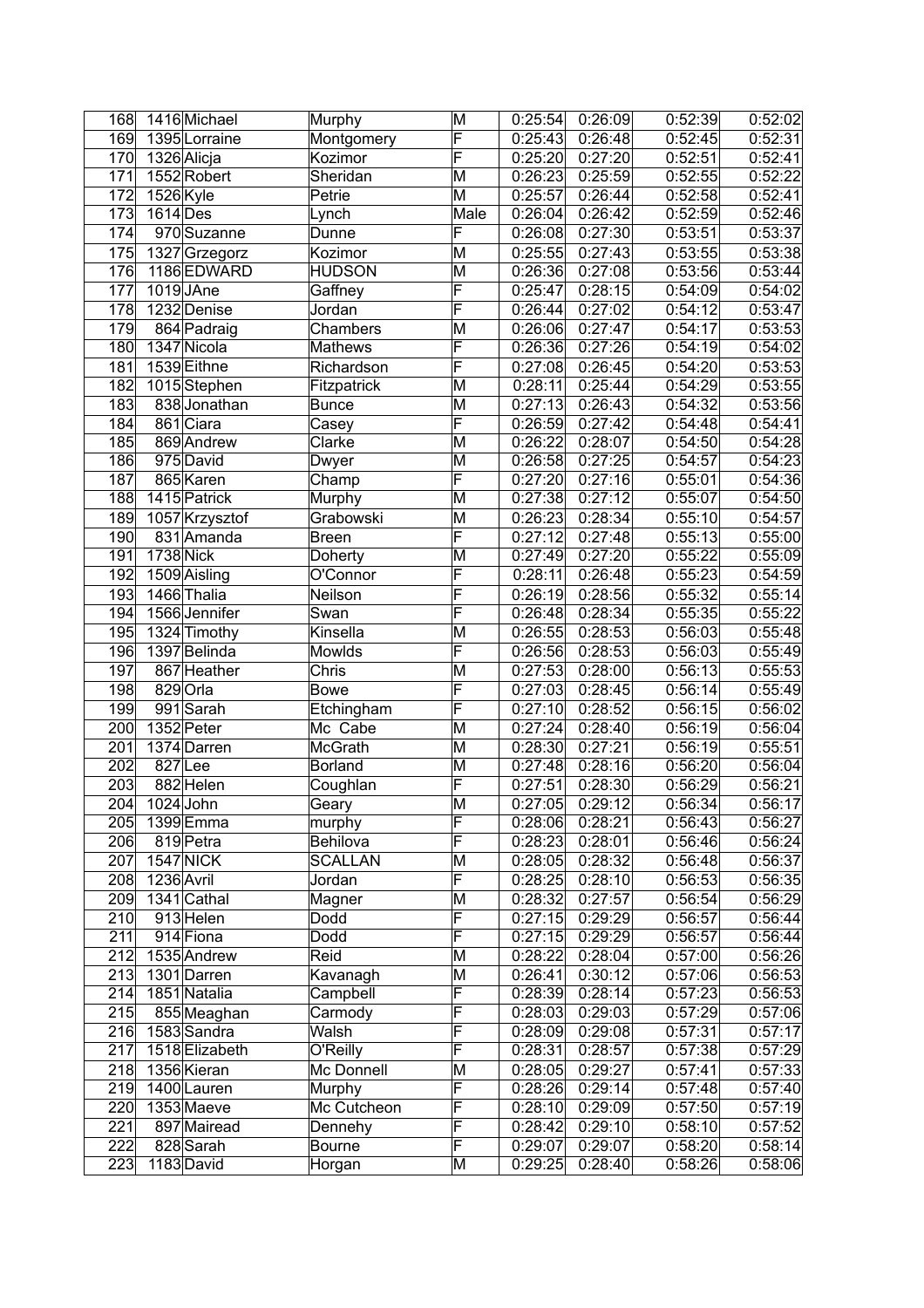| | | | | | | | | |
|---|---|---|---|---|---|---|---|---|
| 168 | 1416 | Michael | Murphy | M | 0:25:54 | 0:26:09 | 0:52:39 | 0:52:02 |
| 169 | 1395 | Lorraine | Montgomery | F | 0:25:43 | 0:26:48 | 0:52:45 | 0:52:31 |
| 170 | 1326 | Alicja | Kozimor | F | 0:25:20 | 0:27:20 | 0:52:51 | 0:52:41 |
| 171 | 1552 | Robert | Sheridan | M | 0:26:23 | 0:25:59 | 0:52:55 | 0:52:22 |
| 172 | 1526 | Kyle | Petrie | M | 0:25:57 | 0:26:44 | 0:52:58 | 0:52:41 |
| 173 | 1614 | Des | Lynch | Male | 0:26:04 | 0:26:42 | 0:52:59 | 0:52:46 |
| 174 | 970 | Suzanne | Dunne | F | 0:26:08 | 0:27:30 | 0:53:51 | 0:53:37 |
| 175 | 1327 | Grzegorz | Kozimor | M | 0:25:55 | 0:27:43 | 0:53:55 | 0:53:38 |
| 176 | 1186 | EDWARD | HUDSON | M | 0:26:36 | 0:27:08 | 0:53:56 | 0:53:44 |
| 177 | 1019 | JAne | Gaffney | F | 0:25:47 | 0:28:15 | 0:54:09 | 0:54:02 |
| 178 | 1232 | Denise | Jordan | F | 0:26:44 | 0:27:02 | 0:54:12 | 0:53:47 |
| 179 | 864 | Padraig | Chambers | M | 0:26:06 | 0:27:47 | 0:54:17 | 0:53:53 |
| 180 | 1347 | Nicola | Mathews | F | 0:26:36 | 0:27:26 | 0:54:19 | 0:54:02 |
| 181 | 1539 | Eithne | Richardson | F | 0:27:08 | 0:26:45 | 0:54:20 | 0:53:53 |
| 182 | 1015 | Stephen | Fitzpatrick | M | 0:28:11 | 0:25:44 | 0:54:29 | 0:53:55 |
| 183 | 838 | Jonathan | Bunce | M | 0:27:13 | 0:26:43 | 0:54:32 | 0:53:56 |
| 184 | 861 | Ciara | Casey | F | 0:26:59 | 0:27:42 | 0:54:48 | 0:54:41 |
| 185 | 869 | Andrew | Clarke | M | 0:26:22 | 0:28:07 | 0:54:50 | 0:54:28 |
| 186 | 975 | David | Dwyer | M | 0:26:58 | 0:27:25 | 0:54:57 | 0:54:23 |
| 187 | 865 | Karen | Champ | F | 0:27:20 | 0:27:16 | 0:55:01 | 0:54:36 |
| 188 | 1415 | Patrick | Murphy | M | 0:27:38 | 0:27:12 | 0:55:07 | 0:54:50 |
| 189 | 1057 | Krzysztof | Grabowski | M | 0:26:23 | 0:28:34 | 0:55:10 | 0:54:57 |
| 190 | 831 | Amanda | Breen | F | 0:27:12 | 0:27:48 | 0:55:13 | 0:55:00 |
| 191 | 1738 | Nick | Doherty | M | 0:27:49 | 0:27:20 | 0:55:22 | 0:55:09 |
| 192 | 1509 | Aisling | O'Connor | F | 0:28:11 | 0:26:48 | 0:55:23 | 0:54:59 |
| 193 | 1466 | Thalia | Neilson | F | 0:26:19 | 0:28:56 | 0:55:32 | 0:55:14 |
| 194 | 1566 | Jennifer | Swan | F | 0:26:48 | 0:28:34 | 0:55:35 | 0:55:22 |
| 195 | 1324 | Timothy | Kinsella | M | 0:26:55 | 0:28:53 | 0:56:03 | 0:55:48 |
| 196 | 1397 | Belinda | Mowlds | F | 0:26:56 | 0:28:53 | 0:56:03 | 0:55:49 |
| 197 | 867 | Heather | Chris | M | 0:27:53 | 0:28:00 | 0:56:13 | 0:55:53 |
| 198 | 829 | Orla | Bowe | F | 0:27:03 | 0:28:45 | 0:56:14 | 0:55:49 |
| 199 | 991 | Sarah | Etchingham | F | 0:27:10 | 0:28:52 | 0:56:15 | 0:56:02 |
| 200 | 1352 | Peter | Mc Cabe | M | 0:27:24 | 0:28:40 | 0:56:19 | 0:56:04 |
| 201 | 1374 | Darren | McGrath | M | 0:28:30 | 0:27:21 | 0:56:19 | 0:55:51 |
| 202 | 827 | Lee | Borland | M | 0:27:48 | 0:28:16 | 0:56:20 | 0:56:04 |
| 203 | 882 | Helen | Coughlan | F | 0:27:51 | 0:28:30 | 0:56:29 | 0:56:21 |
| 204 | 1024 | John | Geary | M | 0:27:05 | 0:29:12 | 0:56:34 | 0:56:17 |
| 205 | 1399 | Emma | murphy | F | 0:28:06 | 0:28:21 | 0:56:43 | 0:56:27 |
| 206 | 819 | Petra | Behilova | F | 0:28:23 | 0:28:01 | 0:56:46 | 0:56:24 |
| 207 | 1547 | NICK | SCALLAN | M | 0:28:05 | 0:28:32 | 0:56:48 | 0:56:37 |
| 208 | 1236 | Avril | Jordan | F | 0:28:25 | 0:28:10 | 0:56:53 | 0:56:35 |
| 209 | 1341 | Cathal | Magner | M | 0:28:32 | 0:27:57 | 0:56:54 | 0:56:29 |
| 210 | 913 | Helen | Dodd | F | 0:27:15 | 0:29:29 | 0:56:57 | 0:56:44 |
| 211 | 914 | Fiona | Dodd | F | 0:27:15 | 0:29:29 | 0:56:57 | 0:56:44 |
| 212 | 1535 | Andrew | Reid | M | 0:28:22 | 0:28:04 | 0:57:00 | 0:56:26 |
| 213 | 1301 | Darren | Kavanagh | M | 0:26:41 | 0:30:12 | 0:57:06 | 0:56:53 |
| 214 | 1851 | Natalia | Campbell | F | 0:28:39 | 0:28:14 | 0:57:23 | 0:56:53 |
| 215 | 855 | Meaghan | Carmody | F | 0:28:03 | 0:29:03 | 0:57:29 | 0:57:06 |
| 216 | 1583 | Sandra | Walsh | F | 0:28:09 | 0:29:08 | 0:57:31 | 0:57:17 |
| 217 | 1518 | Elizabeth | O'Reilly | F | 0:28:31 | 0:28:57 | 0:57:38 | 0:57:29 |
| 218 | 1356 | Kieran | Mc Donnell | M | 0:28:05 | 0:29:27 | 0:57:41 | 0:57:33 |
| 219 | 1400 | Lauren | Murphy | F | 0:28:26 | 0:29:14 | 0:57:48 | 0:57:40 |
| 220 | 1353 | Maeve | Mc Cutcheon | F | 0:28:10 | 0:29:09 | 0:57:50 | 0:57:19 |
| 221 | 897 | Mairead | Dennehy | F | 0:28:42 | 0:29:10 | 0:58:10 | 0:57:52 |
| 222 | 828 | Sarah | Bourne | F | 0:29:07 | 0:29:07 | 0:58:20 | 0:58:14 |
| 223 | 1183 | David | Horgan | M | 0:29:25 | 0:28:40 | 0:58:26 | 0:58:06 |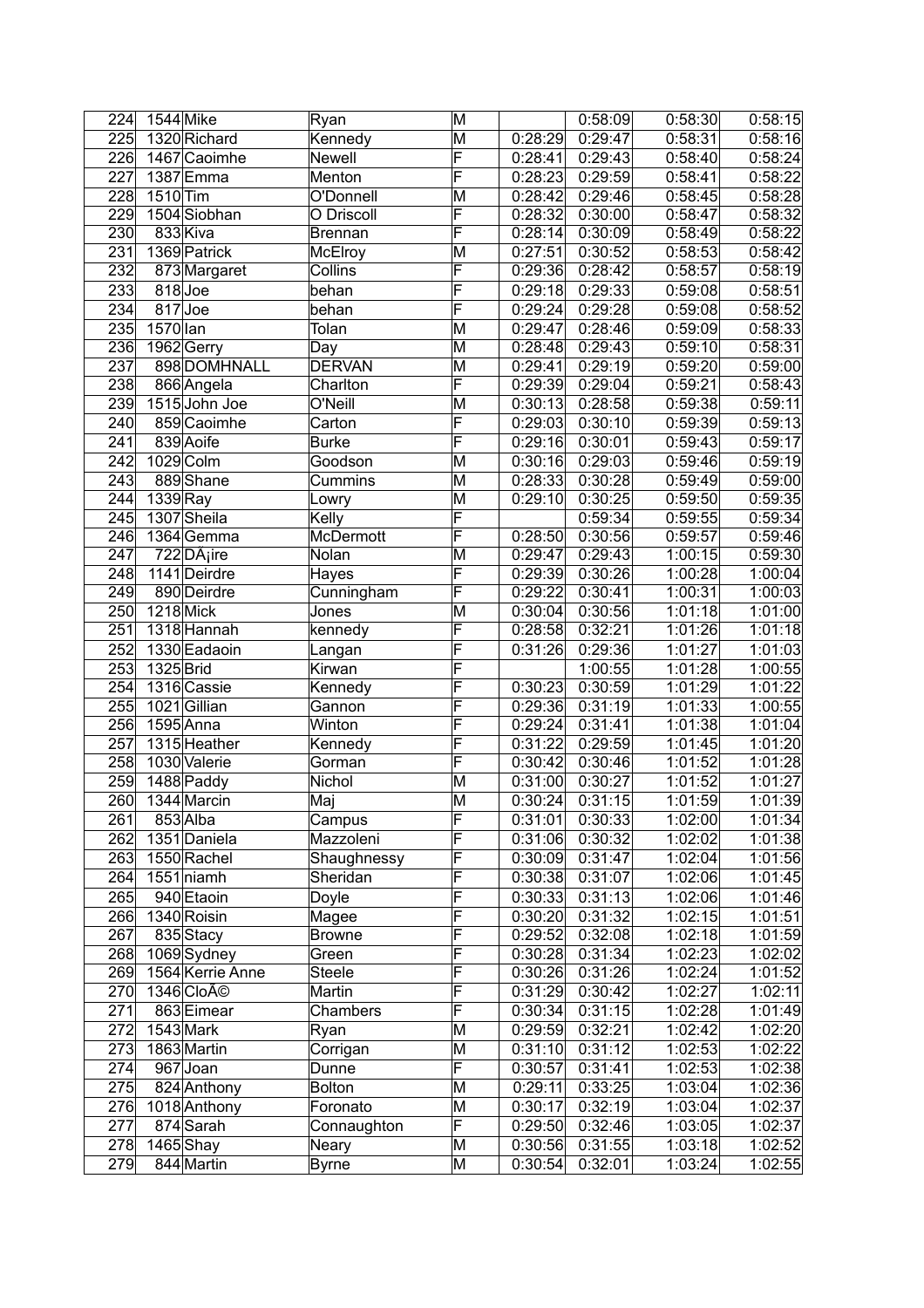| 224 | 1544 | Mike | Ryan | M | | 0:58:09 | 0:58:30 | 0:58:15 |
|---|---|---|---|---|---|---|---|---|
| 225 | 1320 | Richard | Kennedy | M | 0:28:29 | 0:29:47 | 0:58:31 | 0:58:16 |
| 226 | 1467 | Caoimhe | Newell | F | 0:28:41 | 0:29:43 | 0:58:40 | 0:58:24 |
| 227 | 1387 | Emma | Menton | F | 0:28:23 | 0:29:59 | 0:58:41 | 0:58:22 |
| 228 | 1510 | Tim | O'Donnell | M | 0:28:42 | 0:29:46 | 0:58:45 | 0:58:28 |
| 229 | 1504 | Siobhan | O Driscoll | F | 0:28:32 | 0:30:00 | 0:58:47 | 0:58:32 |
| 230 | 833 | Kiva | Brennan | F | 0:28:14 | 0:30:09 | 0:58:49 | 0:58:22 |
| 231 | 1369 | Patrick | McElroy | M | 0:27:51 | 0:30:52 | 0:58:53 | 0:58:42 |
| 232 | 873 | Margaret | Collins | F | 0:29:36 | 0:28:42 | 0:58:57 | 0:58:19 |
| 233 | 818 | Joe | behan | F | 0:29:18 | 0:29:33 | 0:59:08 | 0:58:51 |
| 234 | 817 | Joe | behan | F | 0:29:24 | 0:29:28 | 0:59:08 | 0:58:52 |
| 235 | 1570 | Ian | Tolan | M | 0:29:47 | 0:28:46 | 0:59:09 | 0:58:33 |
| 236 | 1962 | Gerry | Day | M | 0:28:48 | 0:29:43 | 0:59:10 | 0:58:31 |
| 237 | 898 | DOMHNALL | DERVAN | M | 0:29:41 | 0:29:19 | 0:59:20 | 0:59:00 |
| 238 | 866 | Angela | Charlton | F | 0:29:39 | 0:29:04 | 0:59:21 | 0:58:43 |
| 239 | 1515 | John Joe | O'Neill | M | 0:30:13 | 0:28:58 | 0:59:38 | 0:59:11 |
| 240 | 859 | Caoimhe | Carton | F | 0:29:03 | 0:30:10 | 0:59:39 | 0:59:13 |
| 241 | 839 | Aoife | Burke | F | 0:29:16 | 0:30:01 | 0:59:43 | 0:59:17 |
| 242 | 1029 | Colm | Goodson | M | 0:30:16 | 0:29:03 | 0:59:46 | 0:59:19 |
| 243 | 889 | Shane | Cummins | M | 0:28:33 | 0:30:28 | 0:59:49 | 0:59:00 |
| 244 | 1339 | Ray | Lowry | M | 0:29:10 | 0:30:25 | 0:59:50 | 0:59:35 |
| 245 | 1307 | Sheila | Kelly | F | | 0:59:34 | 0:59:55 | 0:59:34 |
| 246 | 1364 | Gemma | McDermott | F | 0:28:50 | 0:30:56 | 0:59:57 | 0:59:46 |
| 247 | 722 | DÃ¡ire | Nolan | M | 0:29:47 | 0:29:43 | 1:00:15 | 0:59:30 |
| 248 | 1141 | Deirdre | Hayes | F | 0:29:39 | 0:30:26 | 1:00:28 | 1:00:04 |
| 249 | 890 | Deirdre | Cunningham | F | 0:29:22 | 0:30:41 | 1:00:31 | 1:00:03 |
| 250 | 1218 | Mick | Jones | M | 0:30:04 | 0:30:56 | 1:01:18 | 1:01:00 |
| 251 | 1318 | Hannah | kennedy | F | 0:28:58 | 0:32:21 | 1:01:26 | 1:01:18 |
| 252 | 1330 | Eadaoin | Langan | F | 0:31:26 | 0:29:36 | 1:01:27 | 1:01:03 |
| 253 | 1325 | Brid | Kirwan | F | | 1:00:55 | 1:01:28 | 1:00:55 |
| 254 | 1316 | Cassie | Kennedy | F | 0:30:23 | 0:30:59 | 1:01:29 | 1:01:22 |
| 255 | 1021 | Gillian | Gannon | F | 0:29:36 | 0:31:19 | 1:01:33 | 1:00:55 |
| 256 | 1595 | Anna | Winton | F | 0:29:24 | 0:31:41 | 1:01:38 | 1:01:04 |
| 257 | 1315 | Heather | Kennedy | F | 0:31:22 | 0:29:59 | 1:01:45 | 1:01:20 |
| 258 | 1030 | Valerie | Gorman | F | 0:30:42 | 0:30:46 | 1:01:52 | 1:01:28 |
| 259 | 1488 | Paddy | Nichol | M | 0:31:00 | 0:30:27 | 1:01:52 | 1:01:27 |
| 260 | 1344 | Marcin | Maj | M | 0:30:24 | 0:31:15 | 1:01:59 | 1:01:39 |
| 261 | 853 | Alba | Campus | F | 0:31:01 | 0:30:33 | 1:02:00 | 1:01:34 |
| 262 | 1351 | Daniela | Mazzoleni | F | 0:31:06 | 0:30:32 | 1:02:02 | 1:01:38 |
| 263 | 1550 | Rachel | Shaughnessy | F | 0:30:09 | 0:31:47 | 1:02:04 | 1:01:56 |
| 264 | 1551 | niamh | Sheridan | F | 0:30:38 | 0:31:07 | 1:02:06 | 1:01:45 |
| 265 | 940 | Etaoin | Doyle | F | 0:30:33 | 0:31:13 | 1:02:06 | 1:01:46 |
| 266 | 1340 | Roisin | Magee | F | 0:30:20 | 0:31:32 | 1:02:15 | 1:01:51 |
| 267 | 835 | Stacy | Browne | F | 0:29:52 | 0:32:08 | 1:02:18 | 1:01:59 |
| 268 | 1069 | Sydney | Green | F | 0:30:28 | 0:31:34 | 1:02:23 | 1:02:02 |
| 269 | 1564 | Kerrie Anne | Steele | F | 0:30:26 | 0:31:26 | 1:02:24 | 1:01:52 |
| 270 | 1346 | CloÃ© | Martin | F | 0:31:29 | 0:30:42 | 1:02:27 | 1:02:11 |
| 271 | 863 | Eimear | Chambers | F | 0:30:34 | 0:31:15 | 1:02:28 | 1:01:49 |
| 272 | 1543 | Mark | Ryan | M | 0:29:59 | 0:32:21 | 1:02:42 | 1:02:20 |
| 273 | 1863 | Martin | Corrigan | M | 0:31:10 | 0:31:12 | 1:02:53 | 1:02:22 |
| 274 | 967 | Joan | Dunne | F | 0:30:57 | 0:31:41 | 1:02:53 | 1:02:38 |
| 275 | 824 | Anthony | Bolton | M | 0:29:11 | 0:33:25 | 1:03:04 | 1:02:36 |
| 276 | 1018 | Anthony | Foronato | M | 0:30:17 | 0:32:19 | 1:03:04 | 1:02:37 |
| 277 | 874 | Sarah | Connaughton | F | 0:29:50 | 0:32:46 | 1:03:05 | 1:02:37 |
| 278 | 1465 | Shay | Neary | M | 0:30:56 | 0:31:55 | 1:03:18 | 1:02:52 |
| 279 | 844 | Martin | Byrne | M | 0:30:54 | 0:32:01 | 1:03:24 | 1:02:55 |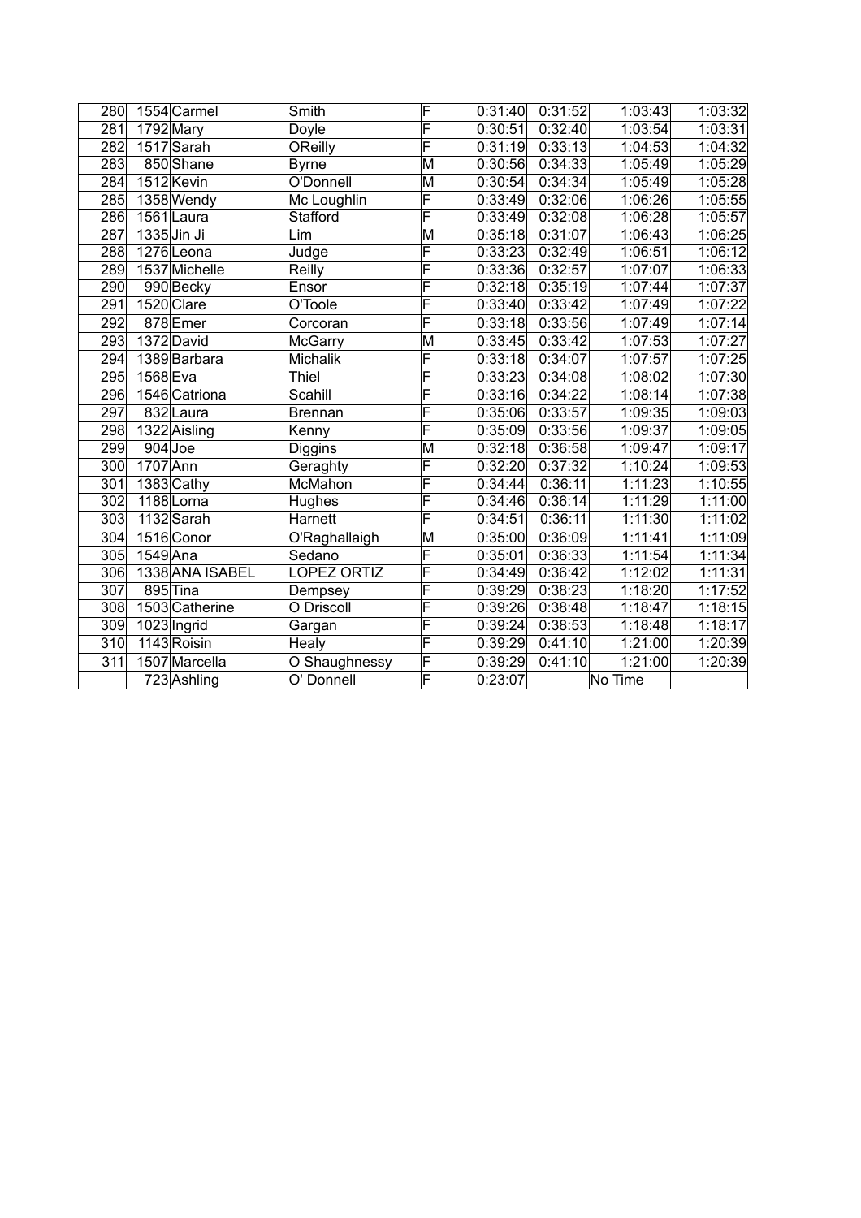| | | | | | | | | |
|---|---|---|---|---|---|---|---|---|
| 280 | 1554 | Carmel | Smith | F | 0:31:40 | 0:31:52 | 1:03:43 | 1:03:32 |
| 281 | 1792 | Mary | Doyle | F | 0:30:51 | 0:32:40 | 1:03:54 | 1:03:31 |
| 282 | 1517 | Sarah | OReilly | F | 0:31:19 | 0:33:13 | 1:04:53 | 1:04:32 |
| 283 | 850 | Shane | Byrne | M | 0:30:56 | 0:34:33 | 1:05:49 | 1:05:29 |
| 284 | 1512 | Kevin | O'Donnell | M | 0:30:54 | 0:34:34 | 1:05:49 | 1:05:28 |
| 285 | 1358 | Wendy | Mc Loughlin | F | 0:33:49 | 0:32:06 | 1:06:26 | 1:05:55 |
| 286 | 1561 | Laura | Stafford | F | 0:33:49 | 0:32:08 | 1:06:28 | 1:05:57 |
| 287 | 1335 | Jin Ji | Lim | M | 0:35:18 | 0:31:07 | 1:06:43 | 1:06:25 |
| 288 | 1276 | Leona | Judge | F | 0:33:23 | 0:32:49 | 1:06:51 | 1:06:12 |
| 289 | 1537 | Michelle | Reilly | F | 0:33:36 | 0:32:57 | 1:07:07 | 1:06:33 |
| 290 | 990 | Becky | Ensor | F | 0:32:18 | 0:35:19 | 1:07:44 | 1:07:37 |
| 291 | 1520 | Clare | O'Toole | F | 0:33:40 | 0:33:42 | 1:07:49 | 1:07:22 |
| 292 | 878 | Emer | Corcoran | F | 0:33:18 | 0:33:56 | 1:07:49 | 1:07:14 |
| 293 | 1372 | David | McGarry | M | 0:33:45 | 0:33:42 | 1:07:53 | 1:07:27 |
| 294 | 1389 | Barbara | Michalik | F | 0:33:18 | 0:34:07 | 1:07:57 | 1:07:25 |
| 295 | 1568 | Eva | Thiel | F | 0:33:23 | 0:34:08 | 1:08:02 | 1:07:30 |
| 296 | 1546 | Catriona | Scahill | F | 0:33:16 | 0:34:22 | 1:08:14 | 1:07:38 |
| 297 | 832 | Laura | Brennan | F | 0:35:06 | 0:33:57 | 1:09:35 | 1:09:03 |
| 298 | 1322 | Aisling | Kenny | F | 0:35:09 | 0:33:56 | 1:09:37 | 1:09:05 |
| 299 | 904 | Joe | Diggins | M | 0:32:18 | 0:36:58 | 1:09:47 | 1:09:17 |
| 300 | 1707 | Ann | Geraghty | F | 0:32:20 | 0:37:32 | 1:10:24 | 1:09:53 |
| 301 | 1383 | Cathy | McMahon | F | 0:34:44 | 0:36:11 | 1:11:23 | 1:10:55 |
| 302 | 1188 | Lorna | Hughes | F | 0:34:46 | 0:36:14 | 1:11:29 | 1:11:00 |
| 303 | 1132 | Sarah | Harnett | F | 0:34:51 | 0:36:11 | 1:11:30 | 1:11:02 |
| 304 | 1516 | Conor | O'Raghallaigh | M | 0:35:00 | 0:36:09 | 1:11:41 | 1:11:09 |
| 305 | 1549 | Ana | Sedano | F | 0:35:01 | 0:36:33 | 1:11:54 | 1:11:34 |
| 306 | 1338 | ANA ISABEL | LOPEZ ORTIZ | F | 0:34:49 | 0:36:42 | 1:12:02 | 1:11:31 |
| 307 | 895 | Tina | Dempsey | F | 0:39:29 | 0:38:23 | 1:18:20 | 1:17:52 |
| 308 | 1503 | Catherine | O Driscoll | F | 0:39:26 | 0:38:48 | 1:18:47 | 1:18:15 |
| 309 | 1023 | Ingrid | Gargan | F | 0:39:24 | 0:38:53 | 1:18:48 | 1:18:17 |
| 310 | 1143 | Roisin | Healy | F | 0:39:29 | 0:41:10 | 1:21:00 | 1:20:39 |
| 311 | 1507 | Marcella | O Shaughnessy | F | 0:39:29 | 0:41:10 | 1:21:00 | 1:20:39 |
| | 723 | Ashling | O' Donnell | F | 0:23:07 | | No Time | |